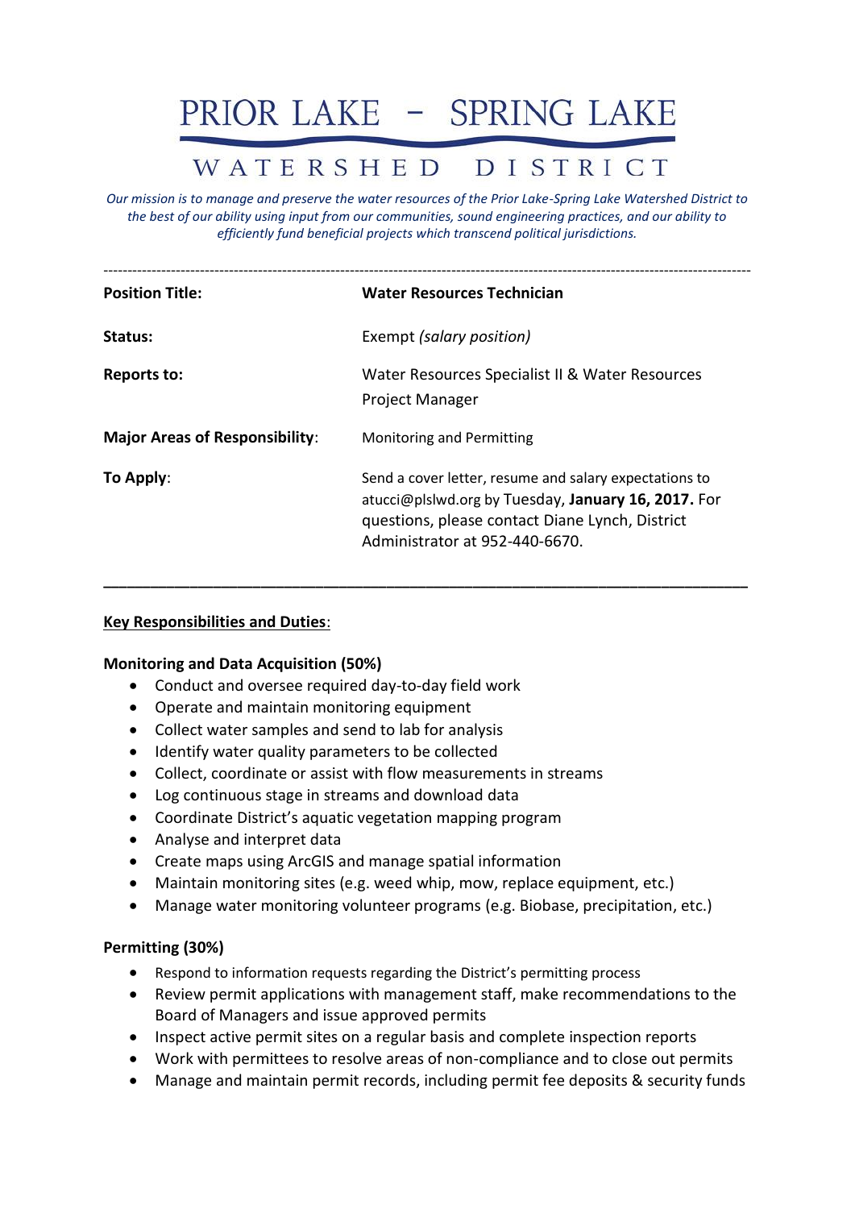# PRIOR LAKE – SPRING LAKE WATERSHED DISTRICT

*Our mission is to manage and preserve the water resources of the Prior Lake-Spring Lake Watershed District to the best of our ability using input from our communities, sound engineering practices, and our ability to efficiently fund beneficial projects which transcend political jurisdictions.*

---

| | |
|---|---|
| **Position Title:** | **Water Resources Technician** |
| **Status:** | Exempt *(salary position)* |
| **Reports to:** | Water Resources Specialist II & Water Resources Project Manager |
| **Major Areas of Responsibility**: | Monitoring and Permitting |
| **To Apply**: | Send a cover letter, resume and salary expectations to atucci@plslwd.org by Tuesday, **January 16, 2017.** For questions, please contact Diane Lynch, District Administrator at 952-440-6670. |

---

## Key Responsibilities and Duties:

### Monitoring and Data Acquisition (50%)

- Conduct and oversee required day-to-day field work
- Operate and maintain monitoring equipment
- Collect water samples and send to lab for analysis
- Identify water quality parameters to be collected
- Collect, coordinate or assist with flow measurements in streams
- Log continuous stage in streams and download data
- Coordinate District's aquatic vegetation mapping program
- Analyse and interpret data
- Create maps using ArcGIS and manage spatial information
- Maintain monitoring sites (e.g. weed whip, mow, replace equipment, etc.)
- Manage water monitoring volunteer programs (e.g. Biobase, precipitation, etc.)

### Permitting (30%)

- Respond to information requests regarding the District's permitting process
- Review permit applications with management staff, make recommendations to the Board of Managers and issue approved permits
- Inspect active permit sites on a regular basis and complete inspection reports
- Work with permittees to resolve areas of non-compliance and to close out permits
- Manage and maintain permit records, including permit fee deposits & security funds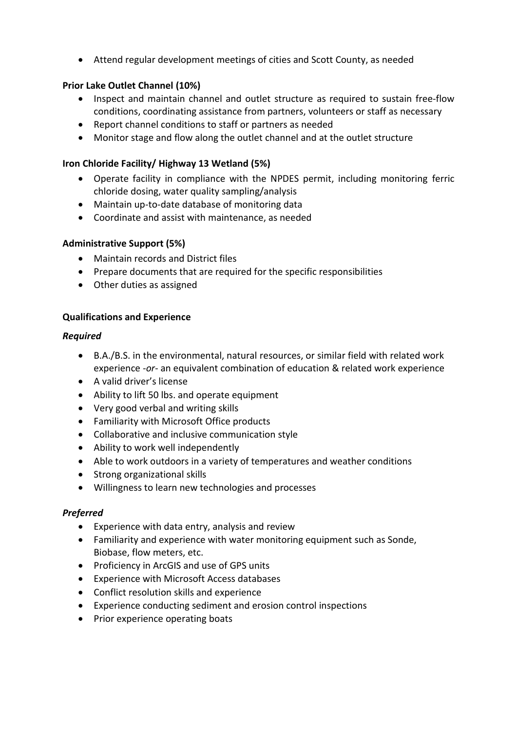- Attend regular development meetings of cities and Scott County, as needed

**Prior Lake Outlet Channel (10%)**

- Inspect and maintain channel and outlet structure as required to sustain free-flow conditions, coordinating assistance from partners, volunteers or staff as necessary
- Report channel conditions to staff or partners as needed
- Monitor stage and flow along the outlet channel and at the outlet structure

**Iron Chloride Facility/ Highway 13 Wetland (5%)**

- Operate facility in compliance with the NPDES permit, including monitoring ferric chloride dosing, water quality sampling/analysis
- Maintain up-to-date database of monitoring data
- Coordinate and assist with maintenance, as needed

**Administrative Support (5%)**

- Maintain records and District files
- Prepare documents that are required for the specific responsibilities
- Other duties as assigned

**Qualifications and Experience**

***Required***

- B.A./B.S. in the environmental, natural resources, or similar field with related work experience -*or*- an equivalent combination of education & related work experience
- A valid driver's license
- Ability to lift 50 lbs. and operate equipment
- Very good verbal and writing skills
- Familiarity with Microsoft Office products
- Collaborative and inclusive communication style
- Ability to work well independently
- Able to work outdoors in a variety of temperatures and weather conditions
- Strong organizational skills
- Willingness to learn new technologies and processes

***Preferred***

- Experience with data entry, analysis and review
- Familiarity and experience with water monitoring equipment such as Sonde, Biobase, flow meters, etc.
- Proficiency in ArcGIS and use of GPS units
- Experience with Microsoft Access databases
- Conflict resolution skills and experience
- Experience conducting sediment and erosion control inspections
- Prior experience operating boats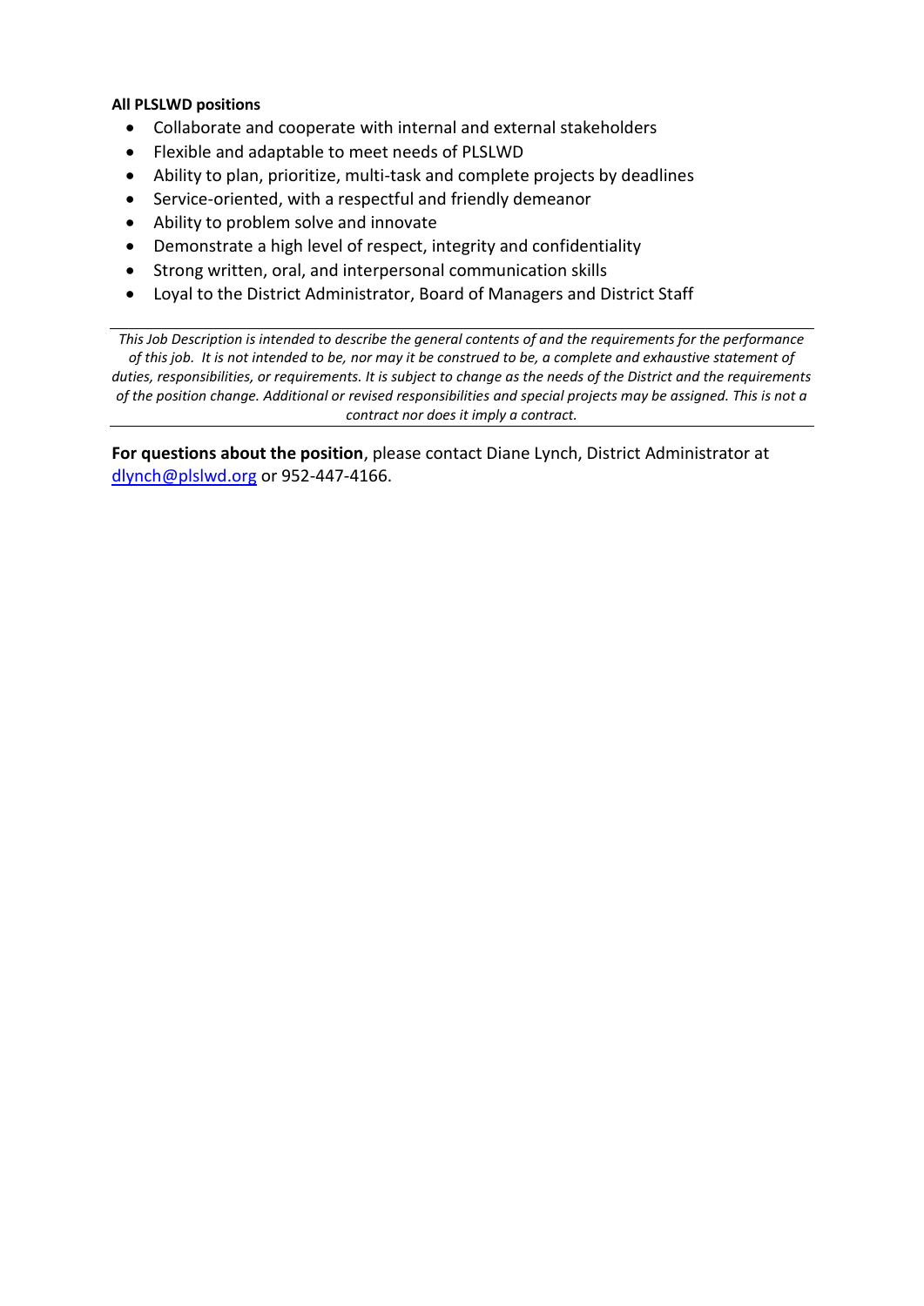**All PLSLWD positions**

- Collaborate and cooperate with internal and external stakeholders
- Flexible and adaptable to meet needs of PLSLWD
- Ability to plan, prioritize, multi-task and complete projects by deadlines
- Service-oriented, with a respectful and friendly demeanor
- Ability to problem solve and innovate
- Demonstrate a high level of respect, integrity and confidentiality
- Strong written, oral, and interpersonal communication skills
- Loyal to the District Administrator, Board of Managers and District Staff

---

*This Job Description is intended to describe the general contents of and the requirements for the performance of this job. It is not intended to be, nor may it be construed to be, a complete and exhaustive statement of duties, responsibilities, or requirements. It is subject to change as the needs of the District and the requirements of the position change. Additional or revised responsibilities and special projects may be assigned. This is not a contract nor does it imply a contract.*

---

**For questions about the position**, please contact Diane Lynch, District Administrator at dlynch@plslwd.org or 952-447-4166.